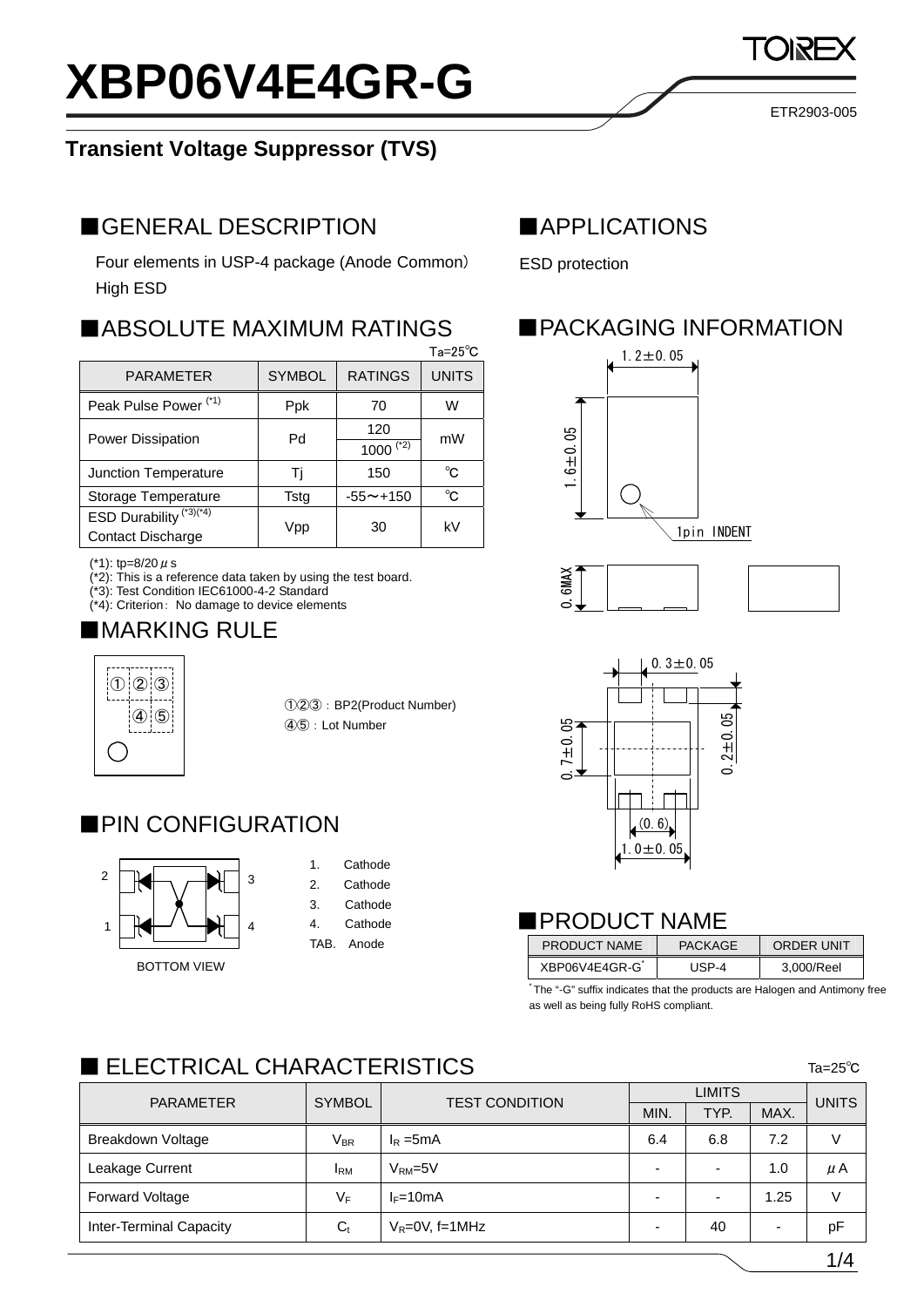# XBP06V4E4GR-G

ETR2903-005

## Transient Voltage Suppressor (TVS)

## ■GENERAL DESCRIPTION

Four elements in USP-4 package (Anode Common)

High ESD

## ■APPLICATIONS

ESD protection

## ■ABSOLUTE MAXIMUM RATINGS

Ta=25℃

| PARAMETER | SYMBOL | RATINGS | UNITS |
|---|---|---|---|
| Peak Pulse Power (*1) | Ppk | 70 | W |
| Power Dissipation | Pd | 120 | mW |
| | | 1000 (*2) | |
| Junction Temperature | Tj | 150 | ℃ |
| Storage Temperature | Tstg | -55～+150 | ℃ |
| ESD Durability (*3)(*4) Contact Discharge | Vpp | 30 | kV |

(*1): tp=8/20μs
(*2): This is a reference data taken by using the test board.
(*3): Test Condition IEC61000-4-2 Standard
(*4): Criterion: No damage to device elements

## ■PACKAGING INFORMATION

1.2±0.05, 1.6±0.05, 1pin INDENT, 0.6MAX, 0.3±0.05, 0.7±0.05, 0.2±0.05, (0.6), 1.0±0.05

## ■MARKING RULE

①②③ : BP2(Product Number)
④⑤ : Lot Number

## ■PIN CONFIGURATION

1. Cathode
2. Cathode
3. Cathode
4. Cathode

TAB. Anode

BOTTOM VIEW

## ■PRODUCT NAME

| PRODUCT NAME | PACKAGE | ORDER UNIT |
|---|---|---|
| XBP06V4E4GR-G* | USP-4 | 3,000/Reel |

* The "-G" suffix indicates that the products are Halogen and Antimony free as well as being fully RoHS compliant.

## ■ ELECTRICAL CHARACTERISTICS

Ta=25℃

| PARAMETER | SYMBOL | TEST CONDITION | LIMITS | | | UNITS |
|---|---|---|---|---|---|---|
| | | | MIN. | TYP. | MAX. | |
| Breakdown Voltage | $V_{BR}$ | $I_R$ =5mA | 6.4 | 6.8 | 7.2 | V |
| Leakage Current | $I_{RM}$ | $V_{RM}$=5V | - | - | 1.0 | μA |
| Forward Voltage | $V_F$ | $I_F$=10mA | - | - | 1.25 | V |
| Inter-Terminal Capacity | $C_t$ | $V_R$=0V, f=1MHz | - | 40 | - | pF |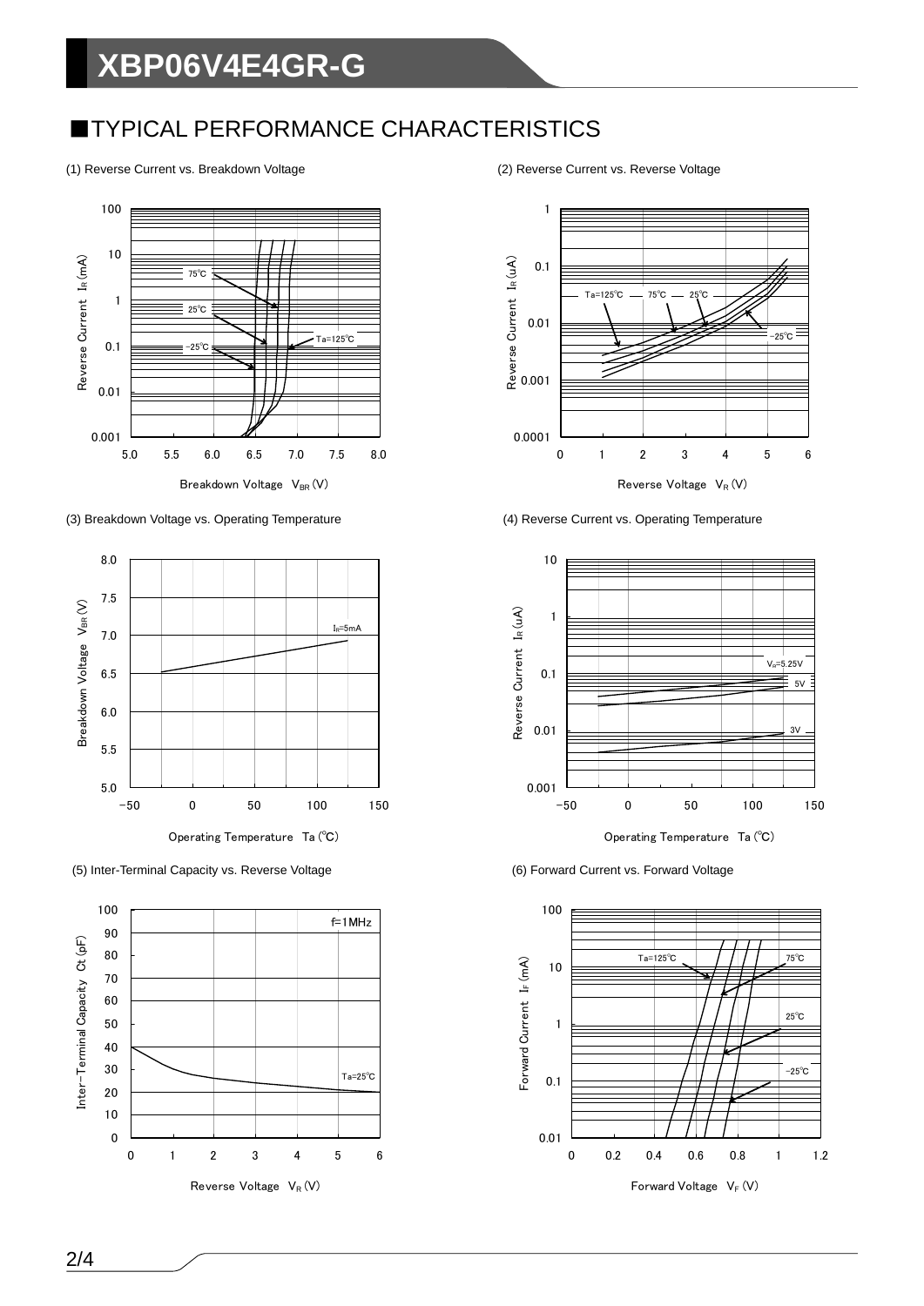# XBP06V4E4GR-G

## ■TYPICAL PERFORMANCE CHARACTERISTICS

(1) Reverse Current vs. Breakdown Voltage

(2) Reverse Current vs. Reverse Voltage

(3) Breakdown Voltage vs. Operating Temperature

(4) Reverse Current vs. Operating Temperature

(5) Inter-Terminal Capacity vs. Reverse Voltage

(6) Forward Current vs. Forward Voltage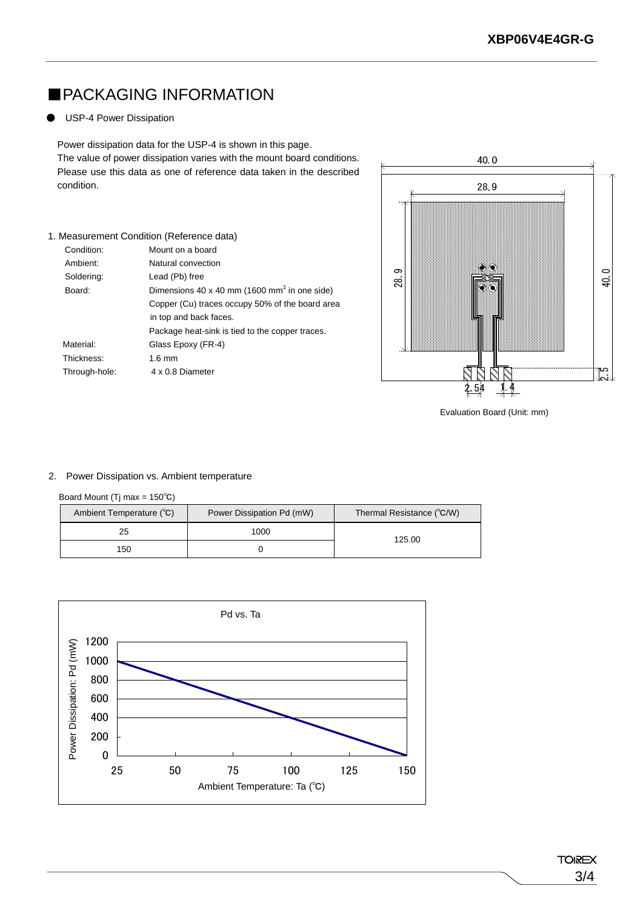## ■PACKAGING INFORMATION

- USP-4 Power Dissipation

Power dissipation data for the USP-4 is shown in this page.
The value of power dissipation varies with the mount board conditions.
Please use this data as one of reference data taken in the described condition.

1. Measurement Condition (Reference data)

| | |
|---|---|
| Condition: | Mount on a board |
| Ambient: | Natural convection |
| Soldering: | Lead (Pb) free |
| Board: | Dimensions 40 x 40 mm (1600 $mm^2$ in one side) |
| | Copper (Cu) traces occupy 50% of the board area in top and back faces. |
| | Package heat-sink is tied to the copper traces. |
| Material: | Glass Epoxy (FR-4) |
| Thickness: | 1.6 mm |
| Through-hole: | 4 x 0.8 Diameter |

Evaluation Board (Unit: mm)

2. Power Dissipation vs. Ambient temperature

Board Mount (Tj max = 150℃)

| Ambient Temperature (℃) | Power Dissipation Pd (mW) | Thermal Resistance (℃/W) |
|---|---|---|
| 25 | 1000 | 125.00 |
| 150 | 0 | |

Pd vs. Ta

Power Dissipation: Pd (mW)

Ambient Temperature: Ta (℃)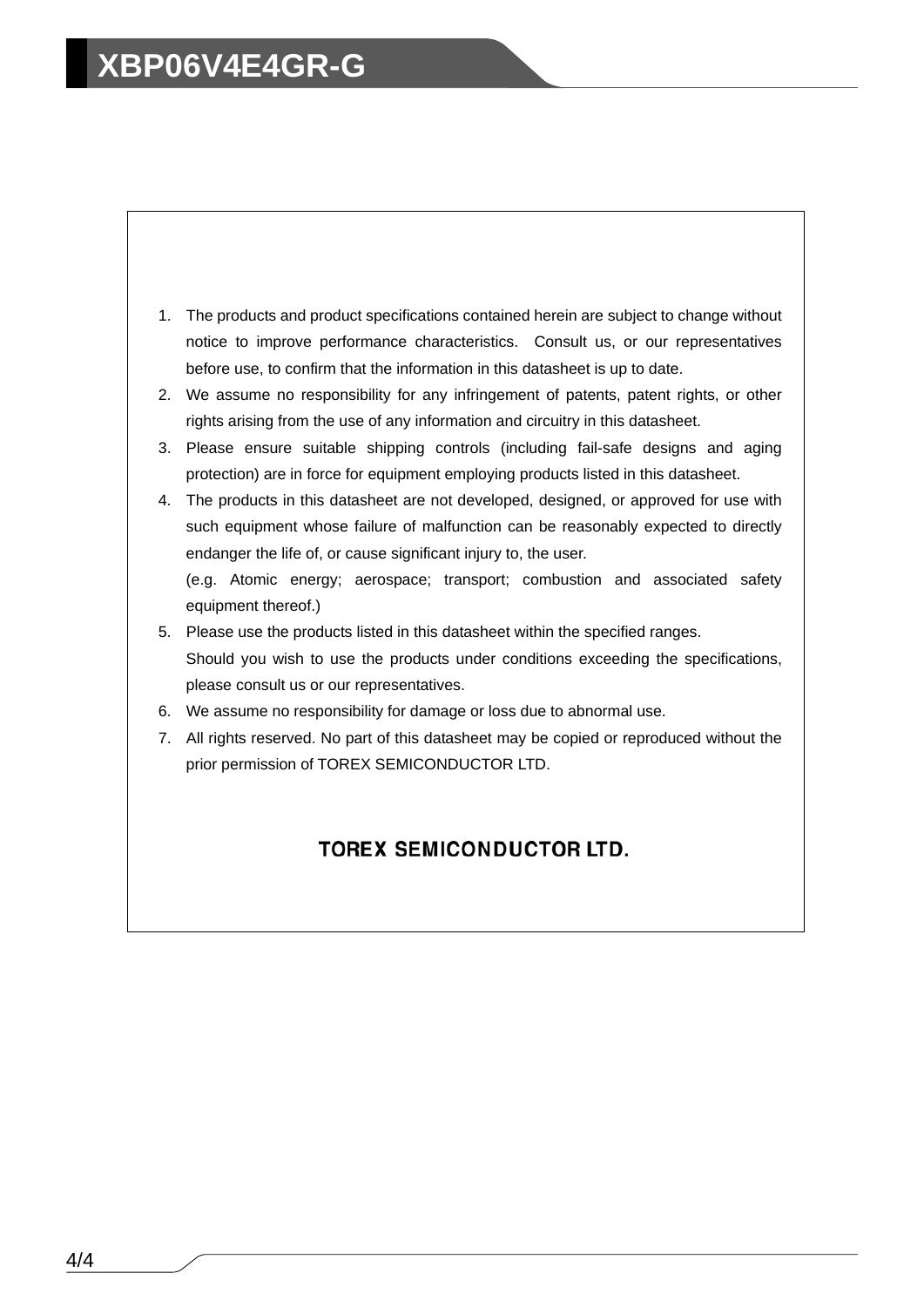1. The products and product specifications contained herein are subject to change without notice to improve performance characteristics. Consult us, or our representatives before use, to confirm that the information in this datasheet is up to date.
2. We assume no responsibility for any infringement of patents, patent rights, or other rights arising from the use of any information and circuitry in this datasheet.
3. Please ensure suitable shipping controls (including fail-safe designs and aging protection) are in force for equipment employing products listed in this datasheet.
4. The products in this datasheet are not developed, designed, or approved for use with such equipment whose failure of malfunction can be reasonably expected to directly endanger the life of, or cause significant injury to, the user.
   (e.g. Atomic energy; aerospace; transport; combustion and associated safety equipment thereof.)
5. Please use the products listed in this datasheet within the specified ranges.
   Should you wish to use the products under conditions exceeding the specifications, please consult us or our representatives.
6. We assume no responsibility for damage or loss due to abnormal use.
7. All rights reserved. No part of this datasheet may be copied or reproduced without the prior permission of TOREX SEMICONDUCTOR LTD.

**TOREX SEMICONDUCTOR LTD.**